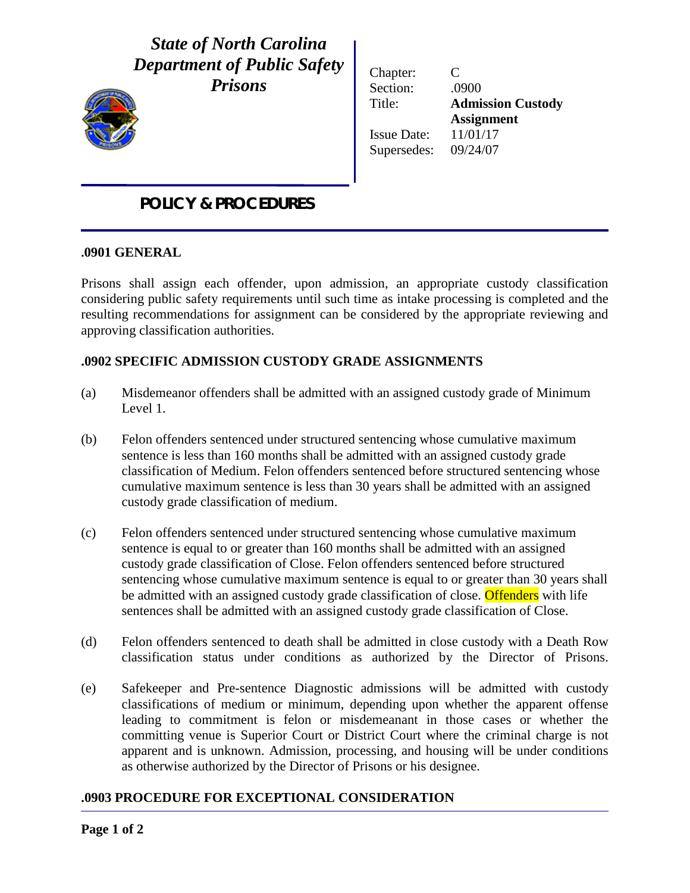# *State of North Carolina Department of Public Safety Prisons*

Chapter: C
Section: .0900
Title: **Admission Custody Assignment**
Issue Date: 11/01/17
Supersedes: 09/24/07

## POLICY & PROCEDURES

### .0901 GENERAL

Prisons shall assign each offender, upon admission, an appropriate custody classification considering public safety requirements until such time as intake processing is completed and the resulting recommendations for assignment can be considered by the appropriate reviewing and approving classification authorities.

### .0902 SPECIFIC ADMISSION CUSTODY GRADE ASSIGNMENTS

(a) Misdemeanor offenders shall be admitted with an assigned custody grade of Minimum Level 1.

(b) Felon offenders sentenced under structured sentencing whose cumulative maximum sentence is less than 160 months shall be admitted with an assigned custody grade classification of Medium. Felon offenders sentenced before structured sentencing whose cumulative maximum sentence is less than 30 years shall be admitted with an assigned custody grade classification of medium.

(c) Felon offenders sentenced under structured sentencing whose cumulative maximum sentence is equal to or greater than 160 months shall be admitted with an assigned custody grade classification of Close. Felon offenders sentenced before structured sentencing whose cumulative maximum sentence is equal to or greater than 30 years shall be admitted with an assigned custody grade classification of close. Offenders with life sentences shall be admitted with an assigned custody grade classification of Close.

(d) Felon offenders sentenced to death shall be admitted in close custody with a Death Row classification status under conditions as authorized by the Director of Prisons.

(e) Safekeeper and Pre-sentence Diagnostic admissions will be admitted with custody classifications of medium or minimum, depending upon whether the apparent offense leading to commitment is felon or misdemeanant in those cases or whether the committing venue is Superior Court or District Court where the criminal charge is not apparent and is unknown. Admission, processing, and housing will be under conditions as otherwise authorized by the Director of Prisons or his designee.

### .0903 PROCEDURE FOR EXCEPTIONAL CONSIDERATION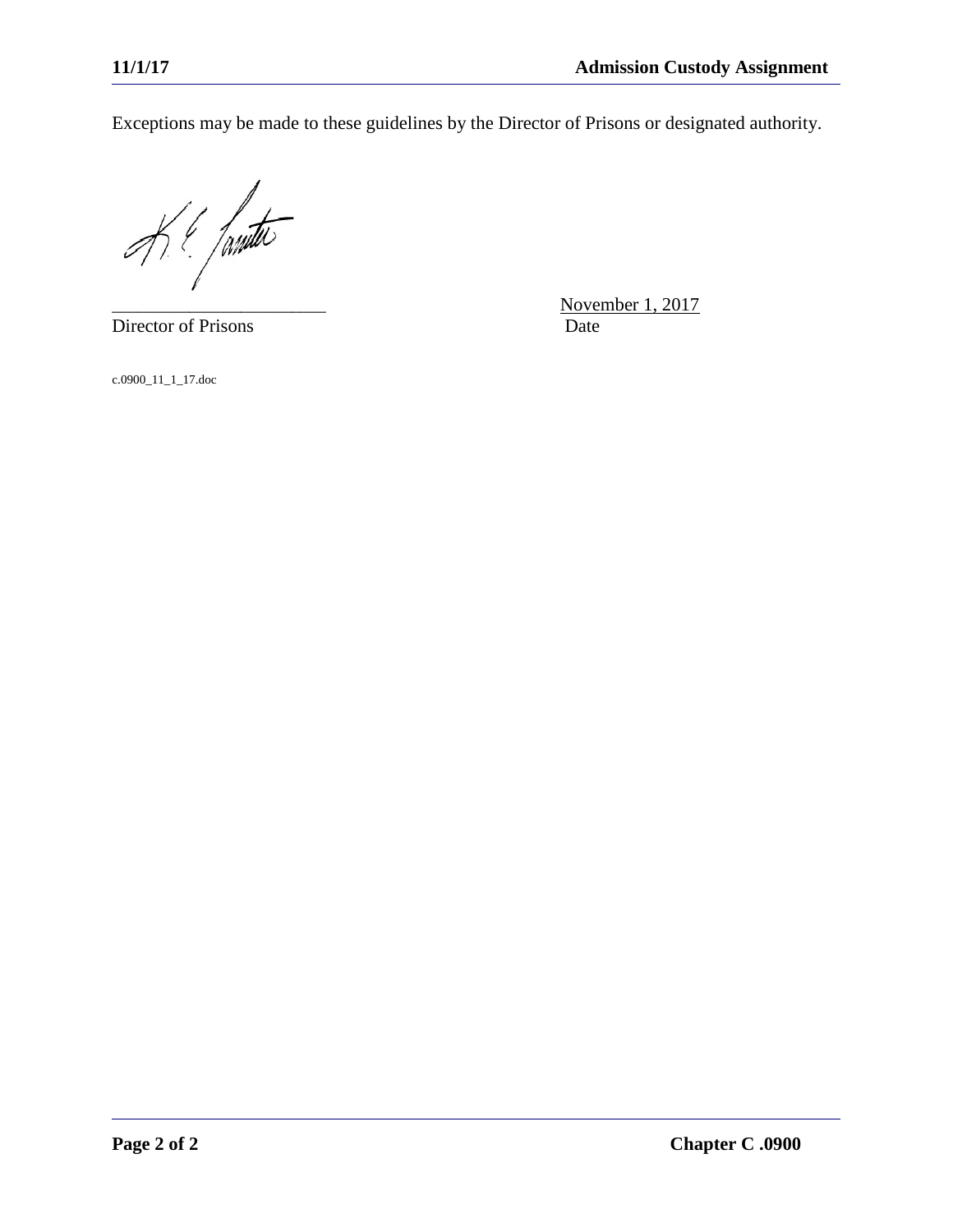Exceptions may be made to these guidelines by the Director of Prisons or designated authority.

\_\_\_\_\_\_\_\_\_\_\_\_\_\_\_\_\_\_\_\_\_\_\_\_ November 1, 2017

Director of Prisons Date

c.0900_11_1_17.doc